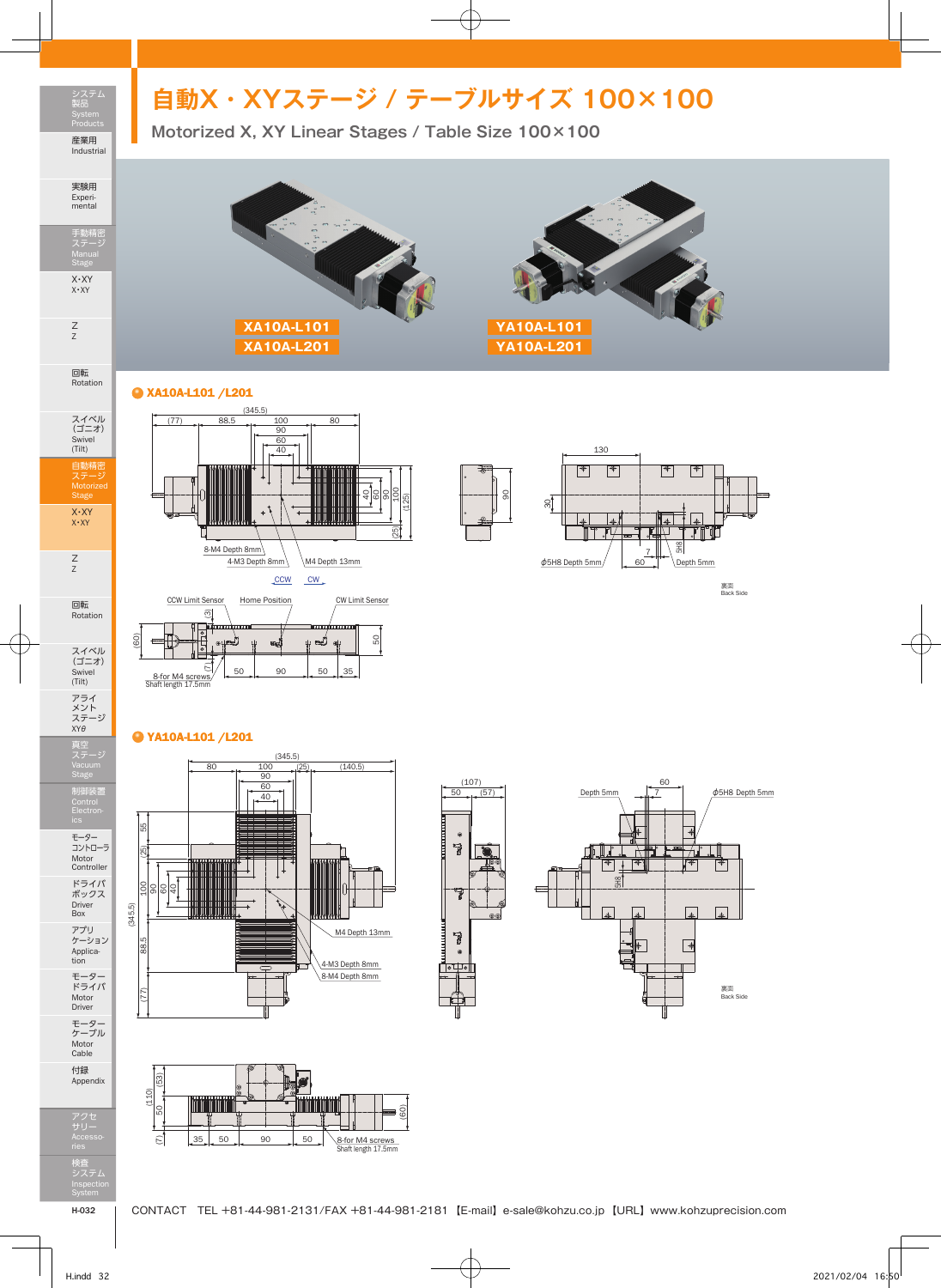# 自動X・XYステージ / テーブルサイズ 100×100

## Motorized X, XY Linear Stages / Table Size 100×100

XA10A-L101
XA10A-L201

YA10A-L101
YA10A-L201

### XA10A-L101 /L201

(345.5)
(77) 88.5 100 80
90
60
40

40 60 90 100 (125)
(25)

8-M4 Depth 8mm
4-M3 Depth 8mm
M4 Depth 13mm

CCW CW

90

130

30

φ5H8 Depth 5mm
7
60
5H8
Depth 5mm

裏面
Back Side

CCW Limit Sensor
Home Position
CW Limit Sensor

(3)
(60)
(7)
50

8-for M4 screws
Shaft length 17.5mm

50 90 50 35

### YA10A-L101 /L201

(345.5)
80 100 (25) (140.5)
90
60
40

55
(25)
100 90 60 40
(345.5)
88.5
(77)

M4 Depth 13mm
4-M3 Depth 8mm
8-M4 Depth 8mm

(107)
50 (57)

Depth 5mm
60
7
φ5H8 Depth 5mm
5H8

裏面
Back Side

(63)
(110)
50
(7)
(60)

35 50 90 50

8-for M4 screws
Shaft length 17.5mm

CONTACT TEL +81-44-981-2131/FAX +81-44-981-2181 【E-mail】e-sale@kohzu.co.jp 【URL】www.kohzuprecision.com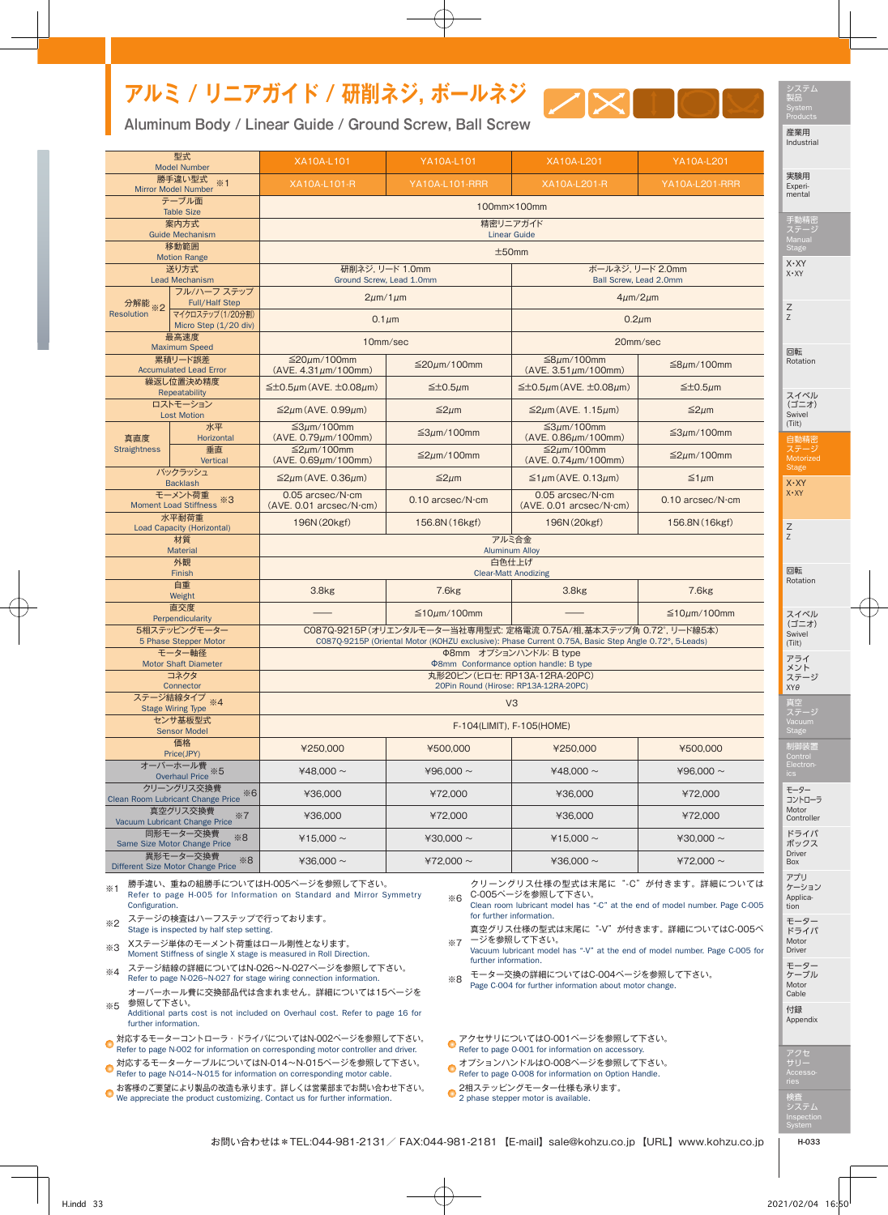# アルミ / リニアガイド / 研削ネジ, ボールネジ

## Aluminum Body / Linear Guide / Ground Screw, Ball Screw

| 型式 Model Number | | XA10A-L101 | YA10A-L101 | XA10A-L201 | YA10A-L201 |
|---|---|---|---|---|---|
| 勝手違い型式 ※1 Mirror Model Number | | XA10A-L101-R | YA10A-L101-RRR | XA10A-L201-R | YA10A-L201-RRR |
| テーブル面 Table Size | | 100mm×100mm | | | |
| 案内方式 Guide Mechanism | | 精密リニアガイド Linear Guide | | | |
| 移動範囲 Motion Range | | ±50mm | | | |
| 送り方式 Lead Mechanism | | 研削ネジ, リード 1.0mm Ground Screw, Lead 1.0mm | | ボールネジ, リード 2.0mm Ball Screw, Lead 2.0mm | |
| 分解能 ※2 Resolution | フル/ハーフ ステップ Full/Half Step | 2μm/1μm | | 4μm/2μm | |
| | マイクロステップ(1/20分割) Micro Step (1/20 div) | 0.1μm | | 0.2μm | |
| 最高速度 Maximum Speed | | 10mm/sec | | 20mm/sec | |
| 累積リード誤差 Accumulated Lead Error | | ≦20μm/100mm (AVE. 4.31μm/100mm) | ≦20μm/100mm | ≦8μm/100mm (AVE. 3.51μm/100mm) | ≦8μm/100mm |
| 繰返し位置決め精度 Repeatability | | ≦±0.5μm (AVE. ±0.08μm) | ≦±0.5μm | ≦±0.5μm (AVE. ±0.08μm) | ≦±0.5μm |
| ロストモーション Lost Motion | | ≦2μm (AVE. 0.99μm) | ≦2μm | ≦2μm (AVE. 1.15μm) | ≦2μm |
| 真直度 Straightness | 水平 Horizontal | ≦3μm/100mm (AVE. 0.79μm/100mm) | ≦3μm/100mm | ≦3μm/100mm (AVE. 0.86μm/100mm) | ≦3μm/100mm |
| | 垂直 Vertical | ≦2μm/100mm (AVE. 0.69μm/100mm) | ≦2μm/100mm | ≦2μm/100mm (AVE. 0.74μm/100mm) | ≦2μm/100mm |
| バックラッシュ Backlash | | ≦2μm (AVE. 0.36μm) | ≦2μm | ≦1μm (AVE. 0.13μm) | ≦1μm |
| モーメント荷重 ※3 Moment Load Stiffness | | 0.05 arcsec/N·cm (AVE. 0.01 arcsec/N·cm) | 0.10 arcsec/N·cm | 0.05 arcsec/N·cm (AVE. 0.01 arcsec/N·cm) | 0.10 arcsec/N·cm |
| 水平耐荷重 Load Capacity (Horizontal) | | 196N (20kgf) | 156.8N (16kgf) | 196N (20kgf) | 156.8N (16kgf) |
| 材質 Material | | アルミ合金 Aluminum Alloy | | | |
| 外観 Finish | | 白色仕上げ Clear-Matt Anodizing | | | |
| 自重 Weight | | 3.8kg | 7.6kg | 3.8kg | 7.6kg |
| 直交度 Perpendicularity | | —— | ≦10μm/100mm | —— | ≦10μm/100mm |
| 5相ステッピングモーター 5 Phase Stepper Motor | | C087Q-9215P (オリエンタルモーター当社専用型式: 定格電流 0.75A/相, 基本ステップ角 0.72°, リード線5本) C087Q-9215P (Oriental Motor (KOHZU exclusive): Phase Current 0.75A, Basic Step Angle 0.72°, 5-Leads) | | | |
| モーター軸径 Motor Shaft Diameter | | Φ8mm オプションハンドル: B type Φ8mm Conformance option handle: B type | | | |
| コネクタ Connector | | 丸形20ピン (ヒロセ: RP13A-12RA-20PC) 20Pin Round (Hirose: RP13A-12RA-20PC) | | | |
| ステージ結線タイプ ※4 Stage Wiring Type | | V3 | | | |
| センサ基板型式 Sensor Model | | F-104(LIMIT), F-105(HOME) | | | |
| 価格 Price(JPY) | | ¥250,000 | ¥500,000 | ¥250,000 | ¥500,000 |
| オーバーホール費 ※5 Overhaul Price | | ¥48,000 ~ | ¥96,000 ~ | ¥48,000 ~ | ¥96,000 ~ |
| クリーングリス交換費 ※6 Clean Room Lubricant Change Price | | ¥36,000 | ¥72,000 | ¥36,000 | ¥72,000 |
| 真空グリス交換費 ※7 Vacuum Lubricant Change Price | | ¥36,000 | ¥72,000 | ¥36,000 | ¥72,000 |
| 同形モーター交換費 ※8 Same Size Motor Change Price | | ¥15,000 ~ | ¥30,000 ~ | ¥15,000 ~ | ¥30,000 ~ |
| 異形モーター交換費 ※8 Different Size Motor Change Price | | ¥36,000 ~ | ¥72,000 ~ | ¥36,000 ~ | ¥72,000 ~ |

※1 勝手違い、重ねの組勝手についてはH-005ページを参照して下さい。
Refer to page H-005 for Information on Standard and Mirror Symmetry Configuration.

※2 ステージの検査はハーフステップで行っております。
Stage is inspected by half step setting.

※3 Xステージ単体のモーメント荷重はロール剛性となります。
Moment Stiffness of single X stage is measured in Roll Direction.

※4 ステージ結線の詳細についてはN-026~N-027ページを参照して下さい。
Refer to page N-026~N-027 for stage wiring connection information.

※5 オーバーホール費に交換部品代は含まれません。詳細については15ページを参照して下さい。
Additional parts cost is not included on Overhaul cost. Refer to page 16 for further information.

※6 クリーングリス仕様の型式は末尾に "-C" が付きます。詳細についてはC-005ページを参照して下さい。
Clean room lubricant model has "-C" at the end of model number. Page C-005 for further information.

※7 真空グリス仕様の型式は末尾に "-V" が付きます。詳細についてはC-005ページを参照して下さい。
Vacuum lubricant model has "-V" at the end of model number. Page C-005 for further information.

※8 モーター交換の詳細についてはC-004ページを参照して下さい。
Page C-004 for further information about motor change.

- 対応するモーターコントローラ・ドライバについてはN-002ページを参照して下さい。
  Refer to page N-002 for information on corresponding motor controller and driver.
- 対応するモーターケーブルについてはN-014~N-015ページを参照して下さい。
  Refer to page N-014~N-015 for information on corresponding motor cable.
- お客様のご要望により製品の改造も承ります。詳しくは営業部までお問い合わせ下さい。
  We appreciate the product customizing. Contact us for further information.
- アクセサリについてはO-001ページを参照して下さい。
  Refer to page O-001 for information on accessory.
- オプションハンドルはO-008ページを参照して下さい。
  Refer to page O-008 for information on Option Handle.
- 2相ステッピングモーター仕様も承ります。
  2 phase stepper motor is available.

お問い合わせは＊TEL:044-981-2131／FAX:044-981-2181 【E-mail】sale@kohzu.co.jp 【URL】www.kohzu.co.jp